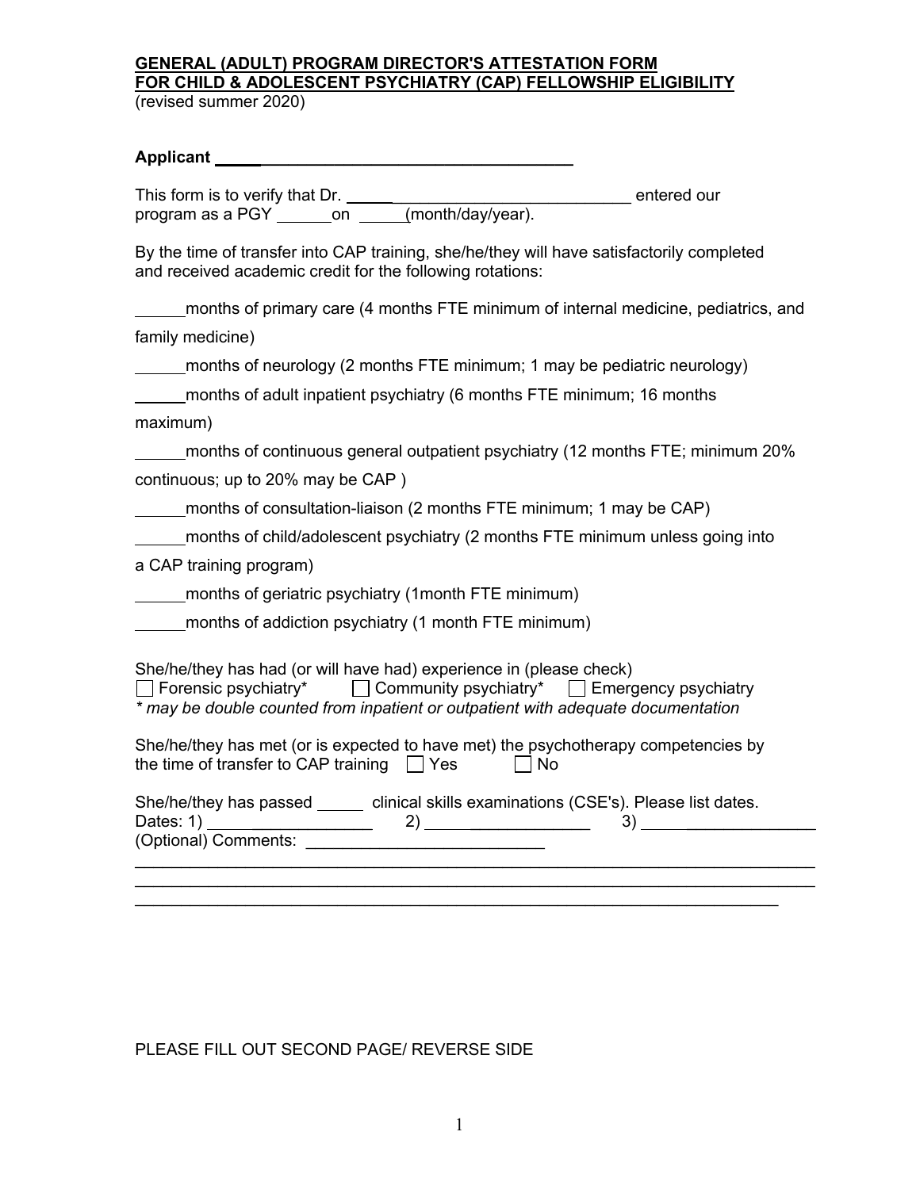**GENERAL (ADULT) PROGRAM DIRECTOR'S ATTESTATION FORM**
**FOR CHILD & ADOLESCENT PSYCHIATRY (CAP) FELLOWSHIP ELIGIBILITY**
(revised summer 2020)

**Applicant ________________________________________**

This form is to verify that Dr. ________________________________ entered our program as a PGY ______on ______(month/day/year).

By the time of transfer into CAP training, she/he/they will have satisfactorily completed and received academic credit for the following rotations:

______months of primary care (4 months FTE minimum of internal medicine, pediatrics, and family medicine)

______months of neurology (2 months FTE minimum; 1 may be pediatric neurology)

______months of adult inpatient psychiatry (6 months FTE minimum; 16 months maximum)

______months of continuous general outpatient psychiatry (12 months FTE; minimum 20% continuous; up to 20% may be CAP )

______months of consultation-liaison (2 months FTE minimum; 1 may be CAP)

______months of child/adolescent psychiatry (2 months FTE minimum unless going into a CAP training program)

______months of geriatric psychiatry (1month FTE minimum)

______months of addiction psychiatry (1 month FTE minimum)

She/he/they has had (or will have had) experience in (please check)
☐ Forensic psychiatry* ☐ Community psychiatry* ☐ Emergency psychiatry
*\* may be double counted from inpatient or outpatient with adequate documentation*

She/he/they has met (or is expected to have met) the psychotherapy competencies by the time of transfer to CAP training ☐ Yes ☐ No

She/he/they has passed _____ clinical skills examinations (CSE's). Please list dates.
Dates: 1) __________________ 2) __________________ 3) __________________
(Optional) Comments: __________________________
______________________________________________________________________
______________________________________________________________________
______________________________________________________________________

PLEASE FILL OUT SECOND PAGE/ REVERSE SIDE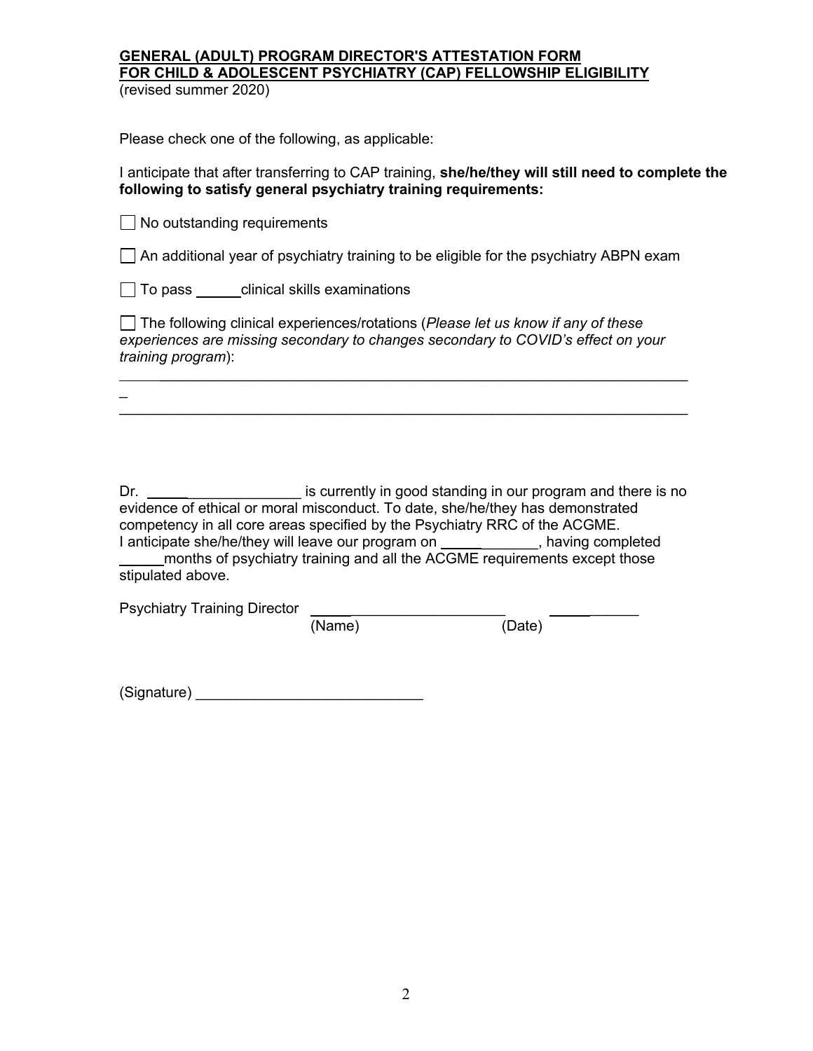**GENERAL (ADULT) PROGRAM DIRECTOR'S ATTESTATION FORM**
**FOR CHILD & ADOLESCENT PSYCHIATRY (CAP) FELLOWSHIP ELIGIBILITY**
(revised summer 2020)

Please check one of the following, as applicable:

I anticipate that after transferring to CAP training, **she/he/they will still need to complete the following to satisfy general psychiatry training requirements:**

☐ No outstanding requirements

☐ An additional year of psychiatry training to be eligible for the psychiatry ABPN exam

☐ To pass ______ clinical skills examinations

☐ The following clinical experiences/rotations (*Please let us know if any of these experiences are missing secondary to changes secondary to COVID's effect on your training program*):

______________________________________________________________________________

______________________________________________________________________________

Dr. ____________________ is currently in good standing in our program and there is no evidence of ethical or moral misconduct. To date, she/he/they has demonstrated competency in all core areas specified by the Psychiatry RRC of the ACGME. I anticipate she/he/they will leave our program on ____________, having completed ______ months of psychiatry training and all the ACGME requirements except those stipulated above.

Psychiatry Training Director ________________________ (Name) ___________ (Date)

(Signature) ___________________________